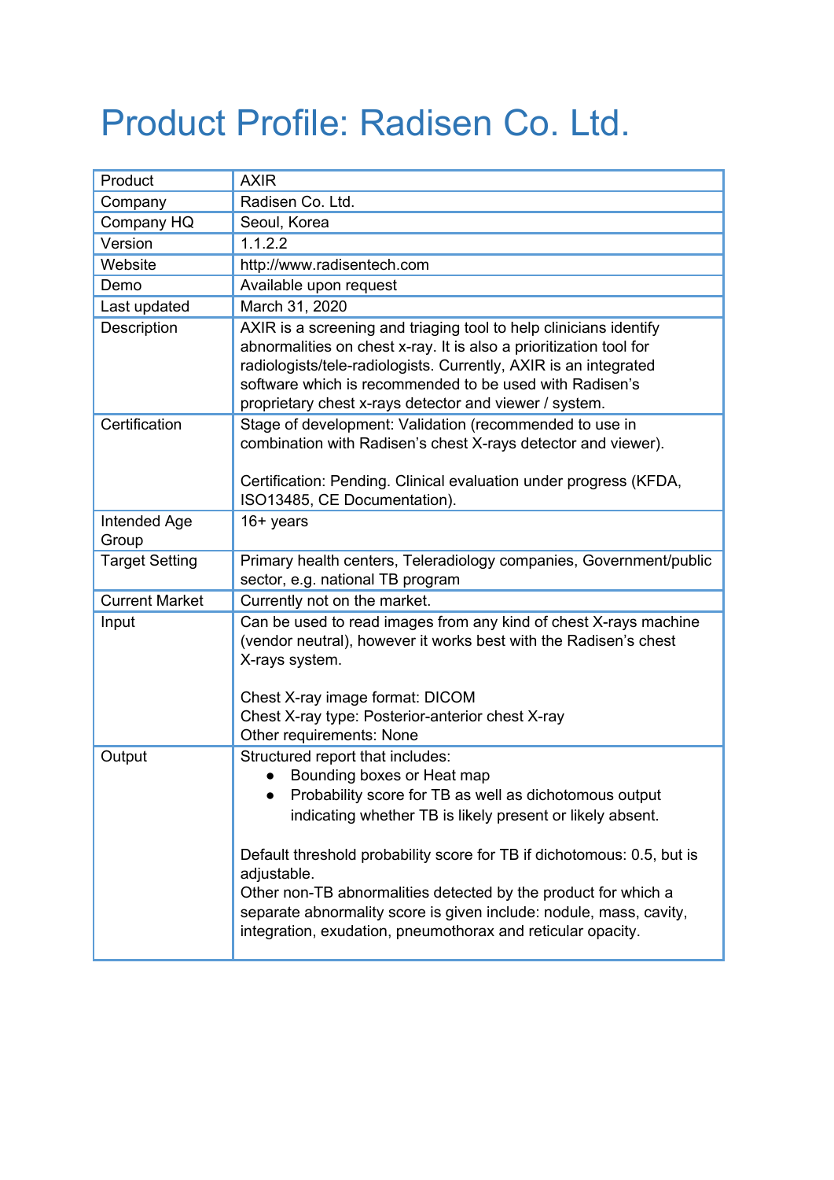# Product Profile: Radisen Co. Ltd.

| Product | AXIR |
|---|---|
| Company | Radisen Co. Ltd. |
| Company HQ | Seoul, Korea |
| Version | 1.1.2.2 |
| Website | http://www.radisentech.com |
| Demo | Available upon request |
| Last updated | March 31, 2020 |
| Description | AXIR is a screening and triaging tool to help clinicians identify abnormalities on chest x-ray. It is also a prioritization tool for radiologists/tele-radiologists. Currently, AXIR is an integrated software which is recommended to be used with Radisen's proprietary chest x-rays detector and viewer / system. |
| Certification | Stage of development: Validation (recommended to use in combination with Radisen's chest X-rays detector and viewer).<br><br>Certification: Pending. Clinical evaluation under progress (KFDA, ISO13485, CE Documentation). |
| Intended Age Group | 16+ years |
| Target Setting | Primary health centers, Teleradiology companies, Government/public sector, e.g. national TB program |
| Current Market | Currently not on the market. |
| Input | Can be used to read images from any kind of chest X-rays machine (vendor neutral), however it works best with the Radisen's chest X-rays system.<br><br>Chest X-ray image format: DICOM<br>Chest X-ray type: Posterior-anterior chest X-ray<br>Other requirements: None |
| Output | Structured report that includes:<br>• Bounding boxes or Heat map<br>• Probability score for TB as well as dichotomous output indicating whether TB is likely present or likely absent.<br><br>Default threshold probability score for TB if dichotomous: 0.5, but is adjustable.<br>Other non-TB abnormalities detected by the product for which a separate abnormality score is given include: nodule, mass, cavity, integration, exudation, pneumothorax and reticular opacity. |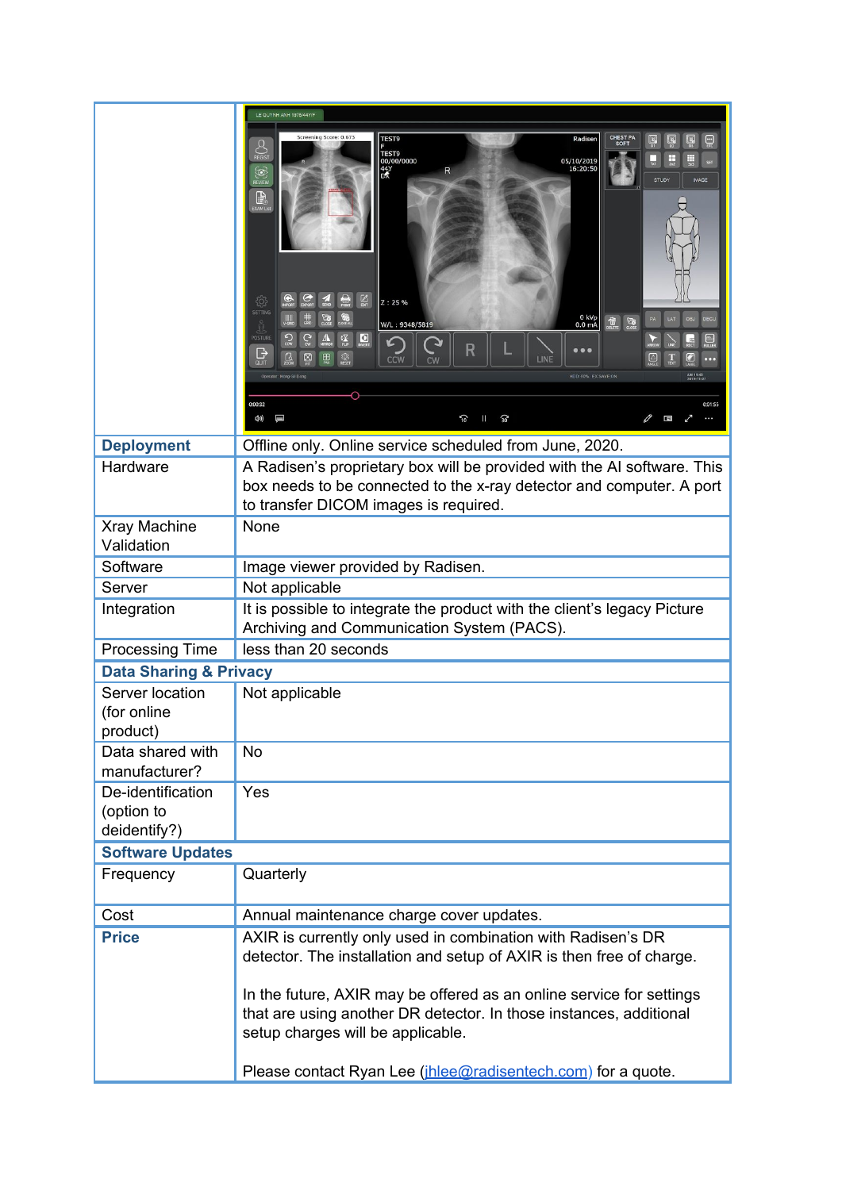| | |
|---|---|
| **Deployment** | Offline only. Online service scheduled from June, 2020. |
| Hardware | A Radisen's proprietary box will be provided with the AI software. This box needs to be connected to the x-ray detector and computer. A port to transfer DICOM images is required. |
| Xray Machine Validation | None |
| Software | Image viewer provided by Radisen. |
| Server | Not applicable |
| Integration | It is possible to integrate the product with the client's legacy Picture Archiving and Communication System (PACS). |
| Processing Time | less than 20 seconds |
| **Data Sharing & Privacy** | |
| Server location (for online product) | Not applicable |
| Data shared with manufacturer? | No |
| De-identification (option to deidentify?) | Yes |
| **Software Updates** | |
| Frequency | Quarterly |
| Cost | Annual maintenance charge cover updates. |
| **Price** | AXIR is currently only used in combination with Radisen's DR detector. The installation and setup of AXIR is then free of charge.<br><br>In the future, AXIR may be offered as an online service for settings that are using another DR detector. In those instances, additional setup charges will be applicable.<br><br>Please contact Ryan Lee (jhlee@radisentech.com) for a quote. |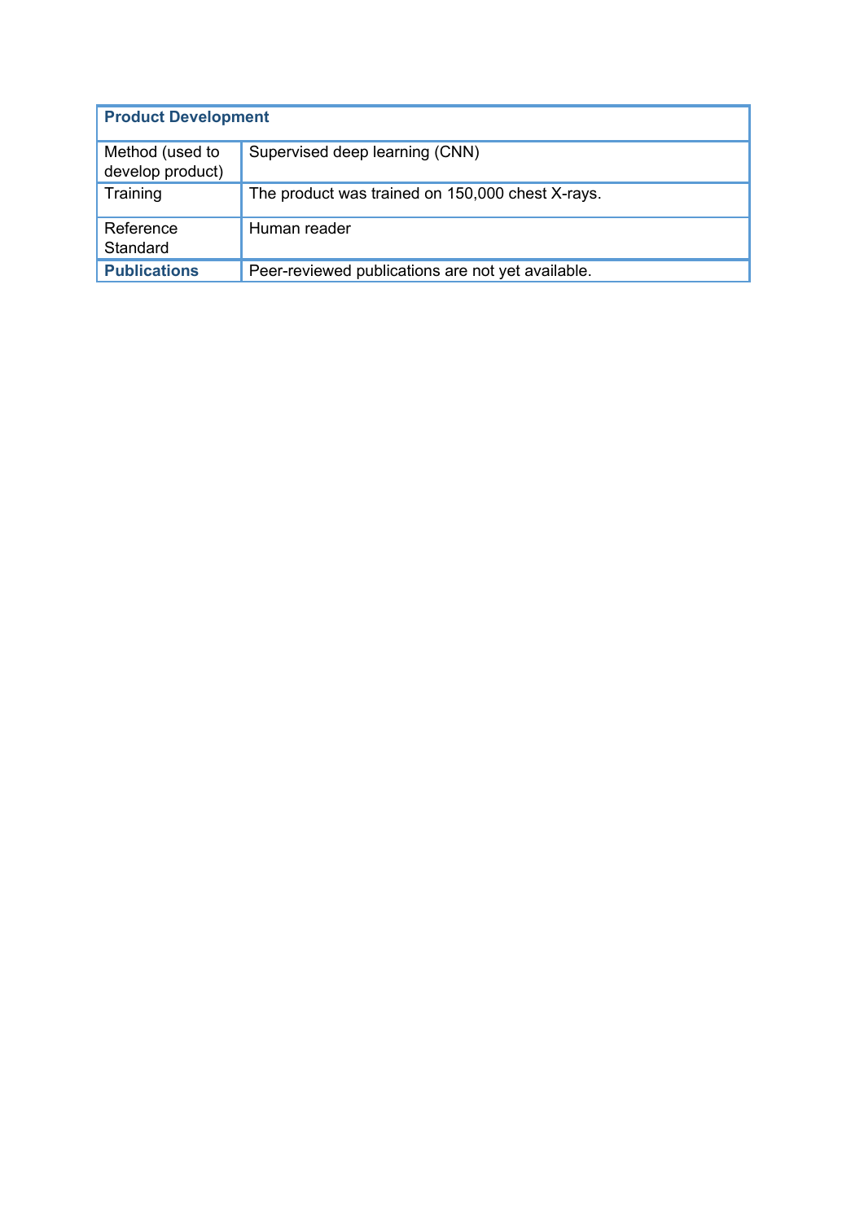| Product Development | |
|---|---|
| Method (used to develop product) | Supervised deep learning (CNN) |
| Training | The product was trained on 150,000 chest X-rays. |
| Reference Standard | Human reader |
| **Publications** | Peer-reviewed publications are not yet available. |